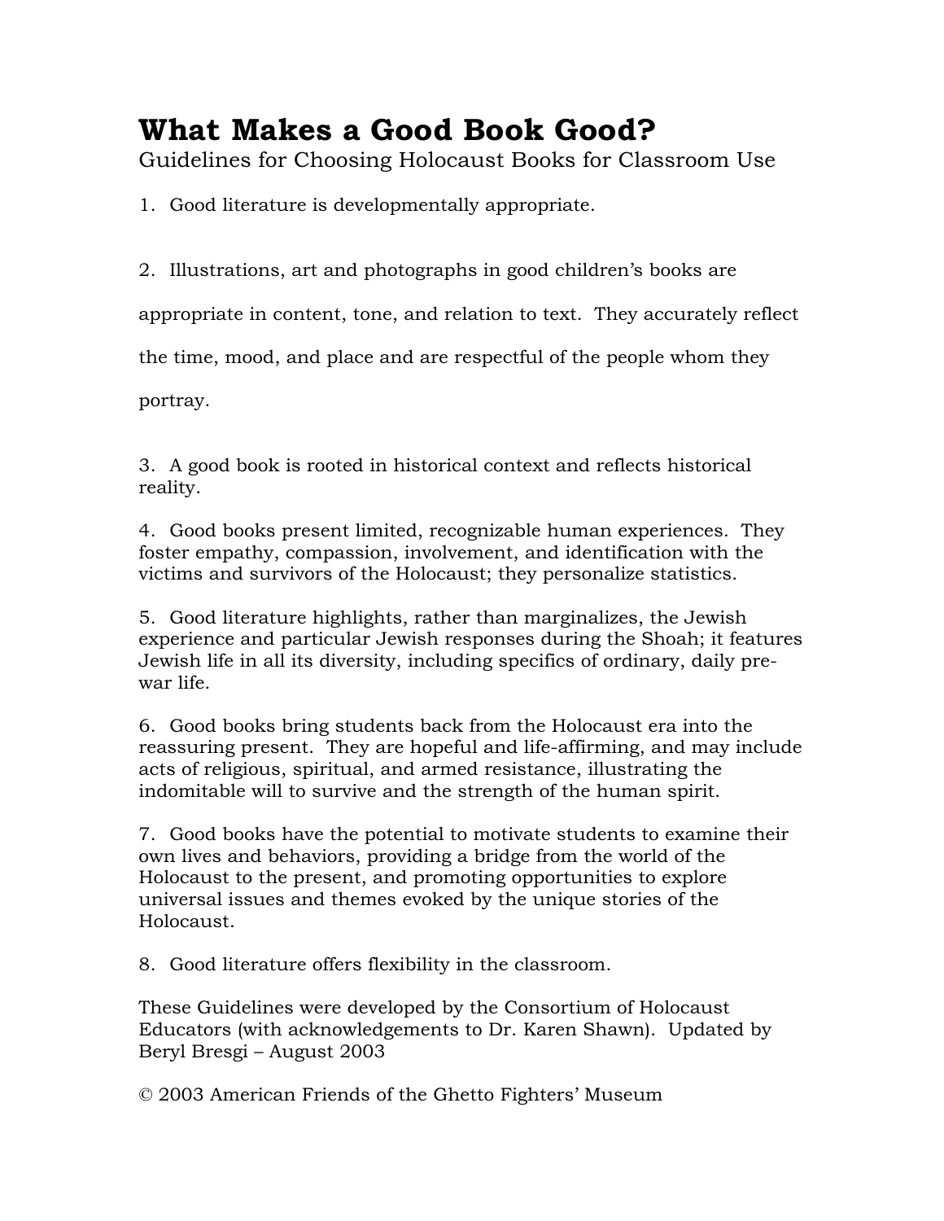# What Makes a Good Book Good?

Guidelines for Choosing Holocaust Books for Classroom Use

1. Good literature is developmentally appropriate.

2. Illustrations, art and photographs in good children's books are appropriate in content, tone, and relation to text. They accurately reflect the time, mood, and place and are respectful of the people whom they portray.

3. A good book is rooted in historical context and reflects historical reality.

4. Good books present limited, recognizable human experiences. They foster empathy, compassion, involvement, and identification with the victims and survivors of the Holocaust; they personalize statistics.

5. Good literature highlights, rather than marginalizes, the Jewish experience and particular Jewish responses during the Shoah; it features Jewish life in all its diversity, including specifics of ordinary, daily pre-war life.

6. Good books bring students back from the Holocaust era into the reassuring present. They are hopeful and life-affirming, and may include acts of religious, spiritual, and armed resistance, illustrating the indomitable will to survive and the strength of the human spirit.

7. Good books have the potential to motivate students to examine their own lives and behaviors, providing a bridge from the world of the Holocaust to the present, and promoting opportunities to explore universal issues and themes evoked by the unique stories of the Holocaust.

8. Good literature offers flexibility in the classroom.

These Guidelines were developed by the Consortium of Holocaust Educators (with acknowledgements to Dr. Karen Shawn). Updated by Beryl Bresgi – August 2003

© 2003 American Friends of the Ghetto Fighters' Museum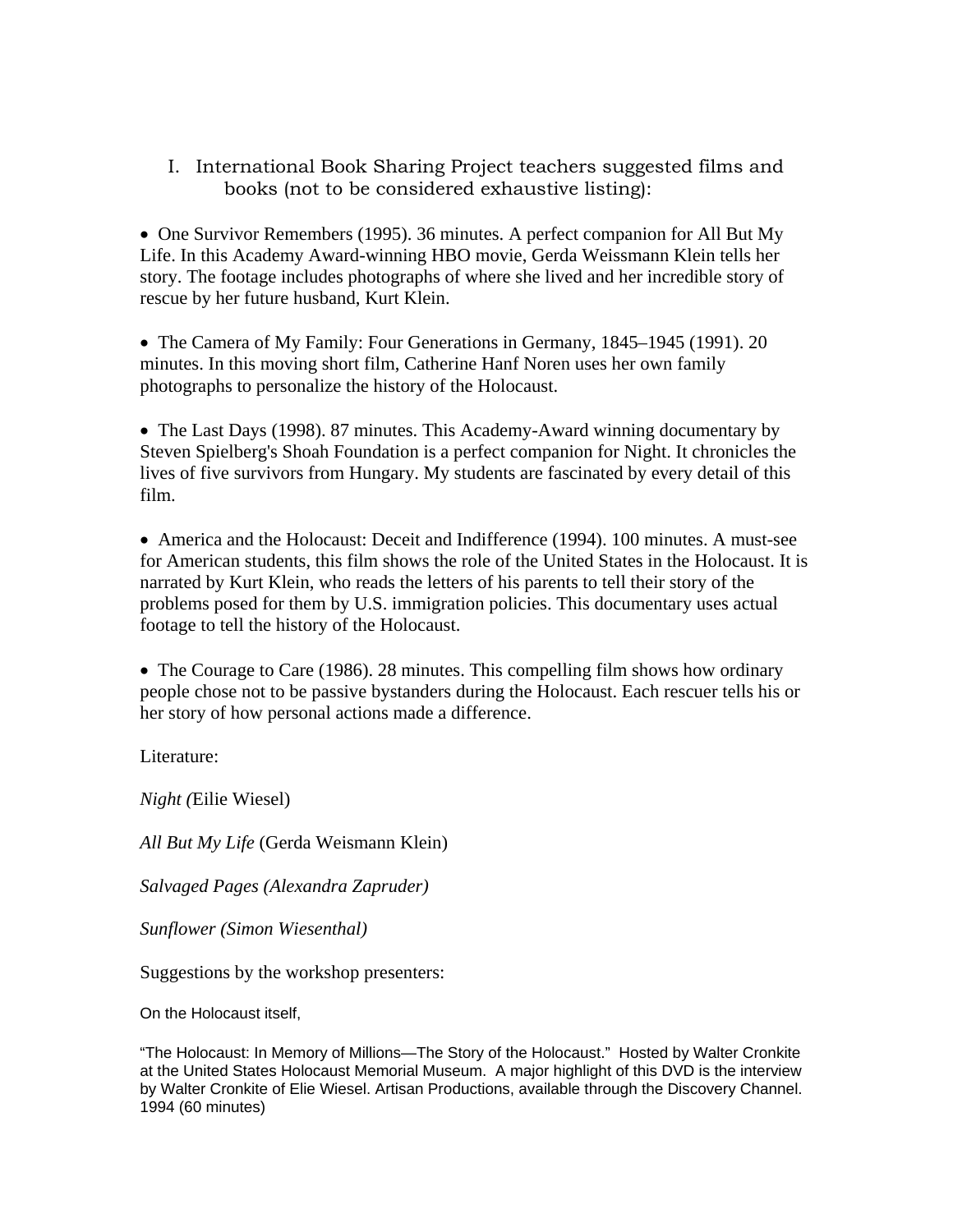## I. International Book Sharing Project teachers suggested films and books (not to be considered exhaustive listing):

- One Survivor Remembers (1995). 36 minutes. A perfect companion for All But My Life. In this Academy Award-winning HBO movie, Gerda Weissmann Klein tells her story. The footage includes photographs of where she lived and her incredible story of rescue by her future husband, Kurt Klein.

- The Camera of My Family: Four Generations in Germany, 1845–1945 (1991). 20 minutes. In this moving short film, Catherine Hanf Noren uses her own family photographs to personalize the history of the Holocaust.

- The Last Days (1998). 87 minutes. This Academy-Award winning documentary by Steven Spielberg's Shoah Foundation is a perfect companion for Night. It chronicles the lives of five survivors from Hungary. My students are fascinated by every detail of this film.

- America and the Holocaust: Deceit and Indifference (1994). 100 minutes. A must-see for American students, this film shows the role of the United States in the Holocaust. It is narrated by Kurt Klein, who reads the letters of his parents to tell their story of the problems posed for them by U.S. immigration policies. This documentary uses actual footage to tell the history of the Holocaust.

- The Courage to Care (1986). 28 minutes. This compelling film shows how ordinary people chose not to be passive bystanders during the Holocaust. Each rescuer tells his or her story of how personal actions made a difference.

Literature:

*Night (*Eilie Wiesel)

*All But My Life* (Gerda Weismann Klein)

*Salvaged Pages (Alexandra Zapruder)*

*Sunflower (Simon Wiesenthal)*

Suggestions by the workshop presenters:

On the Holocaust itself,

"The Holocaust: In Memory of Millions—The Story of the Holocaust." Hosted by Walter Cronkite at the United States Holocaust Memorial Museum. A major highlight of this DVD is the interview by Walter Cronkite of Elie Wiesel. Artisan Productions, available through the Discovery Channel. 1994 (60 minutes)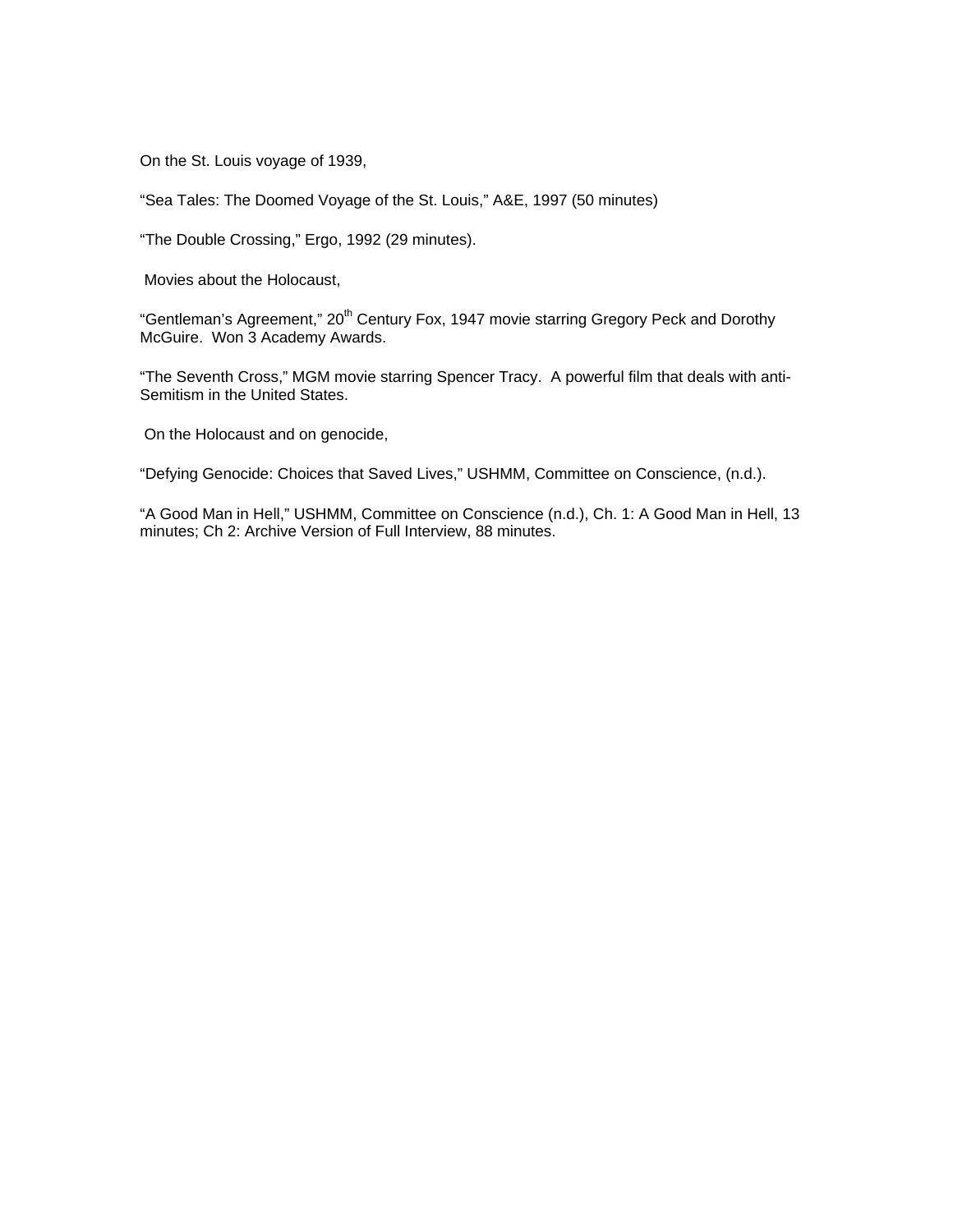On the St. Louis voyage of 1939,

"Sea Tales: The Doomed Voyage of the St. Louis," A&E, 1997 (50 minutes)

"The Double Crossing," Ergo, 1992 (29 minutes).

Movies about the Holocaust,

"Gentleman's Agreement," 20th Century Fox, 1947 movie starring Gregory Peck and Dorothy McGuire. Won 3 Academy Awards.

"The Seventh Cross," MGM movie starring Spencer Tracy. A powerful film that deals with anti-Semitism in the United States.

On the Holocaust and on genocide,

"Defying Genocide: Choices that Saved Lives," USHMM, Committee on Conscience, (n.d.).

"A Good Man in Hell," USHMM, Committee on Conscience (n.d.), Ch. 1: A Good Man in Hell, 13 minutes; Ch 2: Archive Version of Full Interview, 88 minutes.